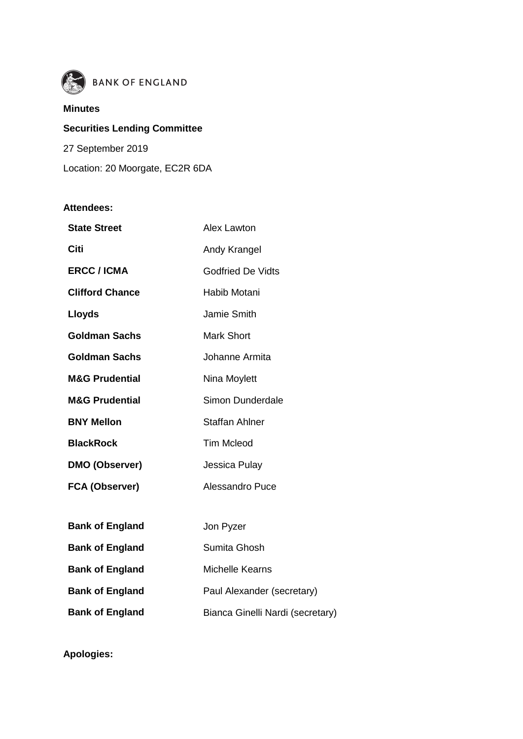BANK OF ENGLAND

**Minutes**

**Securities Lending Committee**

27 September 2019

Location: 20 Moorgate, EC2R 6DA

**Attendees:**

| | |
|---|---|
| **State Street** | Alex Lawton |
| **Citi** | Andy Krangel |
| **ERCC / ICMA** | Godfried De Vidts |
| **Clifford Chance** | Habib Motani |
| **Lloyds** | Jamie Smith |
| **Goldman Sachs** | Mark Short |
| **Goldman Sachs** | Johanne Armita |
| **M&G Prudential** | Nina Moylett |
| **M&G Prudential** | Simon Dunderdale |
| **BNY Mellon** | Staffan Ahlner |
| **BlackRock** | Tim Mcleod |
| **DMO (Observer)** | Jessica Pulay |
| **FCA (Observer)** | Alessandro Puce |
| | |
| **Bank of England** | Jon Pyzer |
| **Bank of England** | Sumita Ghosh |
| **Bank of England** | Michelle Kearns |
| **Bank of England** | Paul Alexander (secretary) |
| **Bank of England** | Bianca Ginelli Nardi (secretary) |

**Apologies:**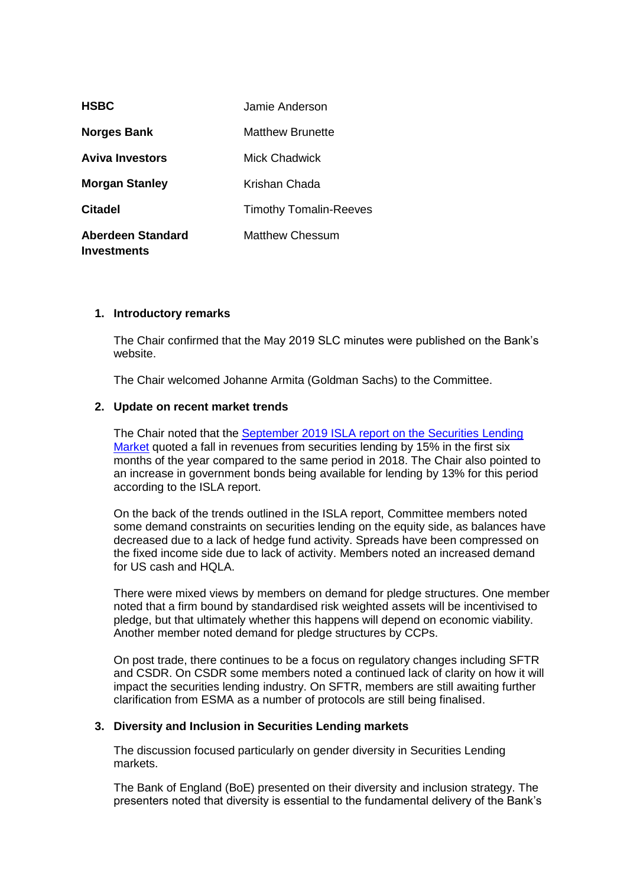| | |
|---|---|
| **HSBC** | Jamie Anderson |
| **Norges Bank** | Matthew Brunette |
| **Aviva Investors** | Mick Chadwick |
| **Morgan Stanley** | Krishan Chada |
| **Citadel** | Timothy Tomalin-Reeves |
| **Aberdeen Standard Investments** | Matthew Chessum |

1. **Introductory remarks**

   The Chair confirmed that the May 2019 SLC minutes were published on the Bank's website.

   The Chair welcomed Johanne Armita (Goldman Sachs) to the Committee.

2. **Update on recent market trends**

   The Chair noted that the [September 2019 ISLA report on the Securities Lending Market]() quoted a fall in revenues from securities lending by 15% in the first six months of the year compared to the same period in 2018. The Chair also pointed to an increase in government bonds being available for lending by 13% for this period according to the ISLA report.

   On the back of the trends outlined in the ISLA report, Committee members noted some demand constraints on securities lending on the equity side, as balances have decreased due to a lack of hedge fund activity. Spreads have been compressed on the fixed income side due to lack of activity. Members noted an increased demand for US cash and HQLA.

   There were mixed views by members on demand for pledge structures. One member noted that a firm bound by standardised risk weighted assets will be incentivised to pledge, but that ultimately whether this happens will depend on economic viability. Another member noted demand for pledge structures by CCPs.

   On post trade, there continues to be a focus on regulatory changes including SFTR and CSDR. On CSDR some members noted a continued lack of clarity on how it will impact the securities lending industry. On SFTR, members are still awaiting further clarification from ESMA as a number of protocols are still being finalised.

3. **Diversity and Inclusion in Securities Lending markets**

   The discussion focused particularly on gender diversity in Securities Lending markets.

   The Bank of England (BoE) presented on their diversity and inclusion strategy. The presenters noted that diversity is essential to the fundamental delivery of the Bank's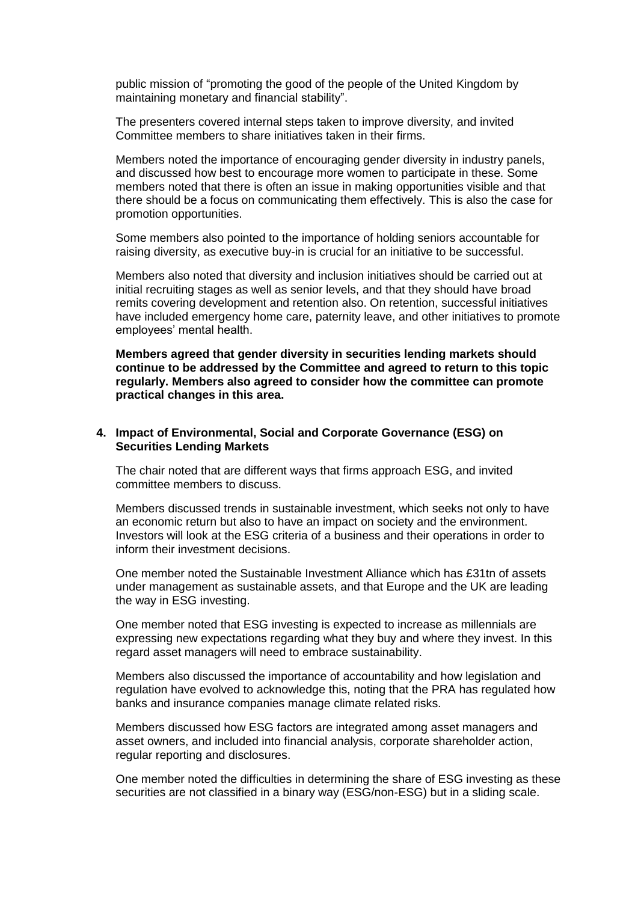public mission of "promoting the good of the people of the United Kingdom by maintaining monetary and financial stability".

The presenters covered internal steps taken to improve diversity, and invited Committee members to share initiatives taken in their firms.

Members noted the importance of encouraging gender diversity in industry panels, and discussed how best to encourage more women to participate in these. Some members noted that there is often an issue in making opportunities visible and that there should be a focus on communicating them effectively. This is also the case for promotion opportunities.

Some members also pointed to the importance of holding seniors accountable for raising diversity, as executive buy-in is crucial for an initiative to be successful.

Members also noted that diversity and inclusion initiatives should be carried out at initial recruiting stages as well as senior levels, and that they should have broad remits covering development and retention also. On retention, successful initiatives have included emergency home care, paternity leave, and other initiatives to promote employees' mental health.

**Members agreed that gender diversity in securities lending markets should continue to be addressed by the Committee and agreed to return to this topic regularly. Members also agreed to consider how the committee can promote practical changes in this area.**

## 4. Impact of Environmental, Social and Corporate Governance (ESG) on Securities Lending Markets

The chair noted that are different ways that firms approach ESG, and invited committee members to discuss.

Members discussed trends in sustainable investment, which seeks not only to have an economic return but also to have an impact on society and the environment. Investors will look at the ESG criteria of a business and their operations in order to inform their investment decisions.

One member noted the Sustainable Investment Alliance which has £31tn of assets under management as sustainable assets, and that Europe and the UK are leading the way in ESG investing.

One member noted that ESG investing is expected to increase as millennials are expressing new expectations regarding what they buy and where they invest. In this regard asset managers will need to embrace sustainability.

Members also discussed the importance of accountability and how legislation and regulation have evolved to acknowledge this, noting that the PRA has regulated how banks and insurance companies manage climate related risks.

Members discussed how ESG factors are integrated among asset managers and asset owners, and included into financial analysis, corporate shareholder action, regular reporting and disclosures.

One member noted the difficulties in determining the share of ESG investing as these securities are not classified in a binary way (ESG/non-ESG) but in a sliding scale.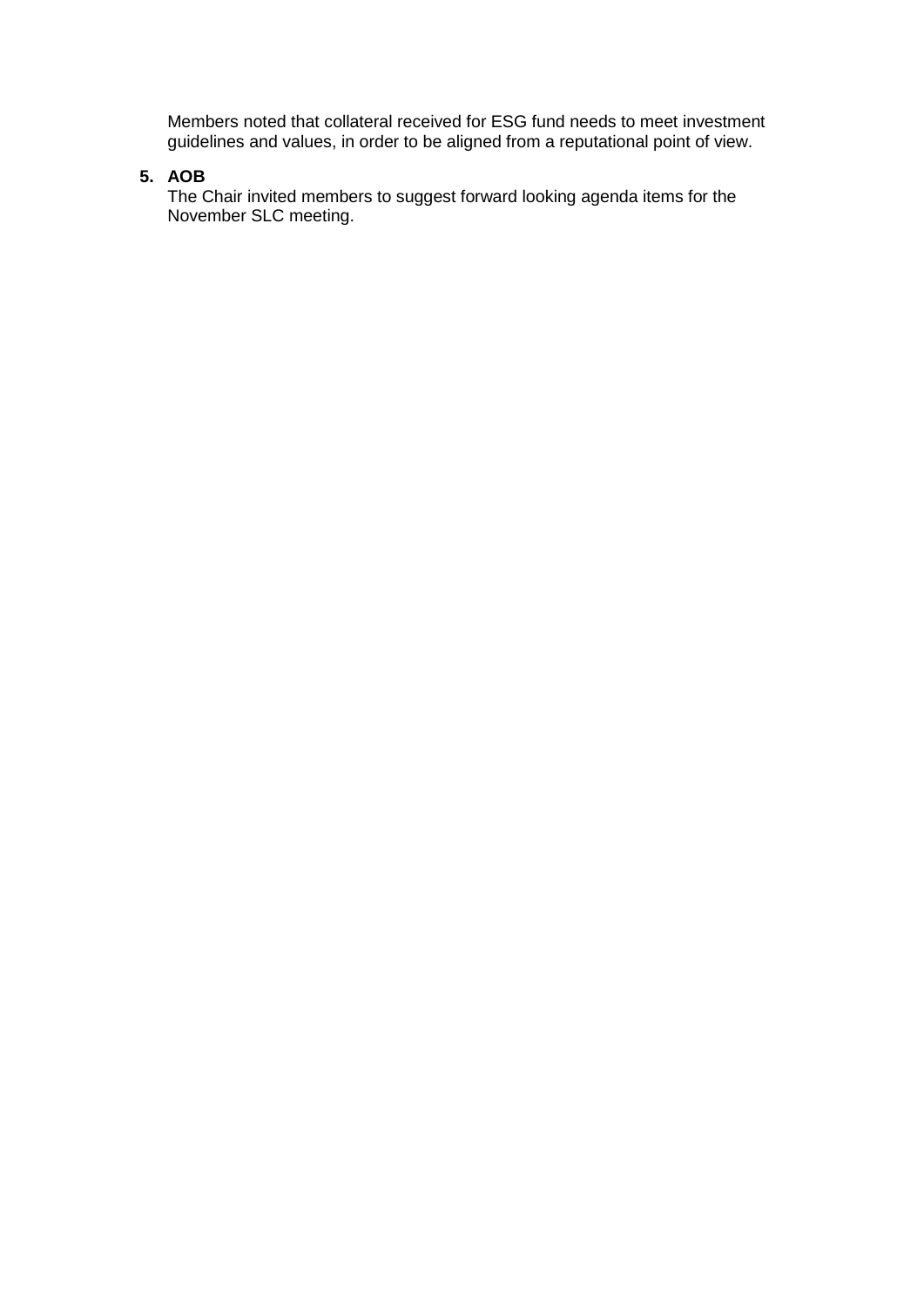Members noted that collateral received for ESG fund needs to meet investment guidelines and values, in order to be aligned from a reputational point of view.

5. **AOB**

   The Chair invited members to suggest forward looking agenda items for the November SLC meeting.